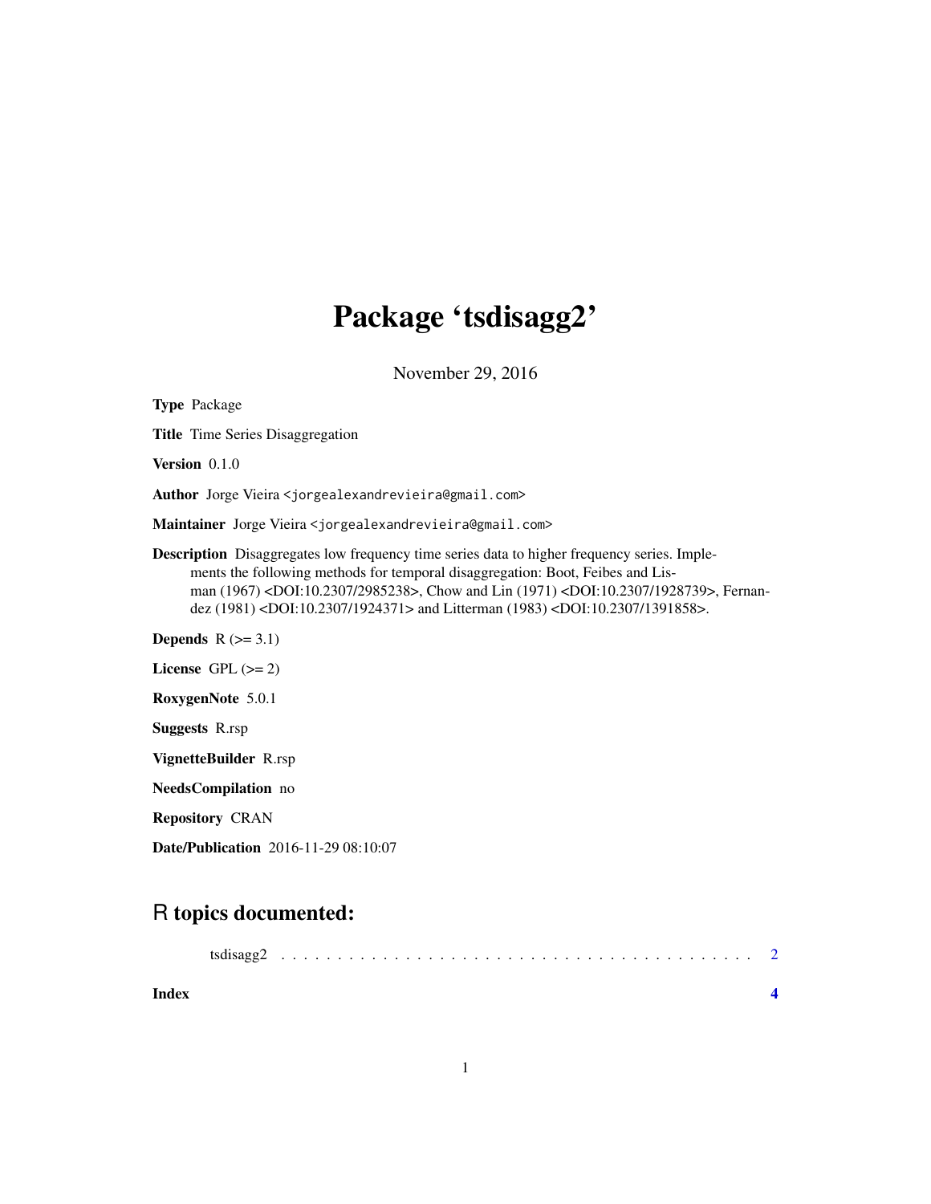# Package 'tsdisagg2'

November 29, 2016

**Type** Package

**Title** Time Series Disaggregation

**Version** 0.1.0

**Author** Jorge Vieira <jorgealexandrevieira@gmail.com>

**Maintainer** Jorge Vieira <jorgealexandrevieira@gmail.com>

**Description** Disaggregates low frequency time series data to higher frequency series. Implements the following methods for temporal disaggregation: Boot, Feibes and Lisman (1967) <DOI:10.2307/2985238>, Chow and Lin (1971) <DOI:10.2307/1928739>, Fernandez (1981) <DOI:10.2307/1924371> and Litterman (1983) <DOI:10.2307/1391858>.

**Depends** R (>= 3.1)

**License** GPL (>= 2)

**RoxygenNote** 5.0.1

**Suggests** R.rsp

**VignetteBuilder** R.rsp

**NeedsCompilation** no

**Repository** CRAN

**Date/Publication** 2016-11-29 08:10:07

## R topics documented:

tsdisagg2 . . . . . . . . . . . . . . . . . . . . . . . . . . . . . . . . . . . . . . . . 2

**Index** **4**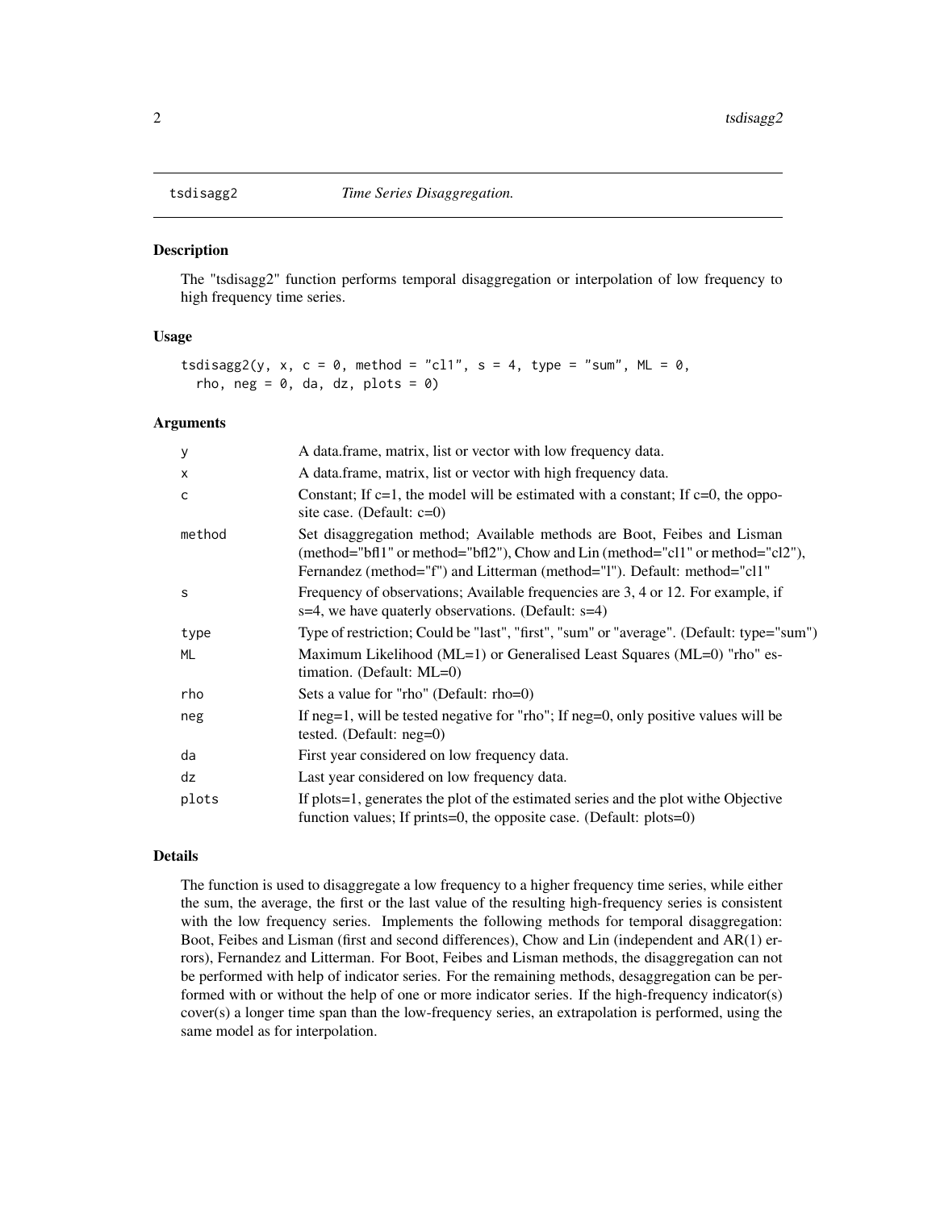# tsdisagg2 — *Time Series Disaggregation.*

## Description

The "tsdisagg2" function performs temporal disaggregation or interpolation of low frequency to high frequency time series.

## Usage

```
tsdisagg2(y, x, c = 0, method = "cl1", s = 4, type = "sum", ML = 0,
  rho, neg = 0, da, dz, plots = 0)
```

## Arguments

| Argument | Description |
|---|---|
| y | A data.frame, matrix, list or vector with low frequency data. |
| x | A data.frame, matrix, list or vector with high frequency data. |
| c | Constant; If c=1, the model will be estimated with a constant; If c=0, the opposite case. (Default: c=0) |
| method | Set disaggregation method; Available methods are Boot, Feibes and Lisman (method="bfl1" or method="bfl2"), Chow and Lin (method="cl1" or method="cl2"), Fernandez (method="f") and Litterman (method="l"). Default: method="cl1" |
| s | Frequency of observations; Available frequencies are 3, 4 or 12. For example, if s=4, we have quaterly observations. (Default: s=4) |
| type | Type of restriction; Could be "last", "first", "sum" or "average". (Default: type="sum") |
| ML | Maximum Likelihood (ML=1) or Generalised Least Squares (ML=0) "rho" estimation. (Default: ML=0) |
| rho | Sets a value for "rho" (Default: rho=0) |
| neg | If neg=1, will be tested negative for "rho"; If neg=0, only positive values will be tested. (Default: neg=0) |
| da | First year considered on low frequency data. |
| dz | Last year considered on low frequency data. |
| plots | If plots=1, generates the plot of the estimated series and the plot withe Objective function values; If prints=0, the opposite case. (Default: plots=0) |

## Details

The function is used to disaggregate a low frequency to a higher frequency time series, while either the sum, the average, the first or the last value of the resulting high-frequency series is consistent with the low frequency series. Implements the following methods for temporal disaggregation: Boot, Feibes and Lisman (first and second differences), Chow and Lin (independent and AR(1) errors), Fernandez and Litterman. For Boot, Feibes and Lisman methods, the disaggregation can not be performed with help of indicator series. For the remaining methods, desaggregation can be performed with or without the help of one or more indicator series. If the high-frequency indicator(s) cover(s) a longer time span than the low-frequency series, an extrapolation is performed, using the same model as for interpolation.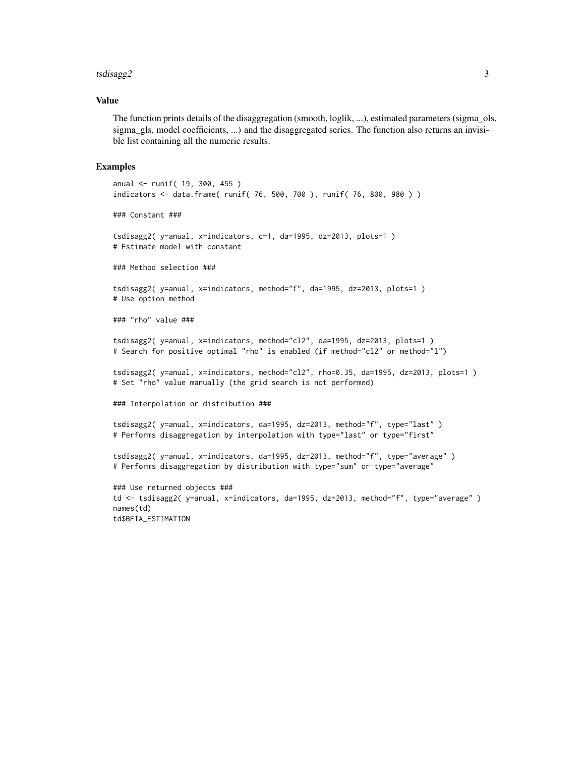## Value

The function prints details of the disaggregation (smooth, loglik, ...), estimated parameters (sigma_ols, sigma_gls, model coefficients, ...) and the disaggregated series. The function also returns an invisible list containing all the numeric results.

## Examples

```
anual <- runif( 19, 300, 455 )
indicators <- data.frame( runif( 76, 500, 700 ), runif( 76, 800, 980 ) )

### Constant ###

tsdisagg2( y=anual, x=indicators, c=1, da=1995, dz=2013, plots=1 )
# Estimate model with constant

### Method selection ###

tsdisagg2( y=anual, x=indicators, method="f", da=1995, dz=2013, plots=1 )
# Use option method

### "rho" value ###

tsdisagg2( y=anual, x=indicators, method="cl2", da=1995, dz=2013, plots=1 )
# Search for positive optimal "rho" is enabled (if method="cl2" or method="l")

tsdisagg2( y=anual, x=indicators, method="cl2", rho=0.35, da=1995, dz=2013, plots=1 )
# Set "rho" value manually (the grid search is not performed)

### Interpolation or distribution ###

tsdisagg2( y=anual, x=indicators, da=1995, dz=2013, method="f", type="last" )
# Performs disaggregation by interpolation with type="last" or type="first"

tsdisagg2( y=anual, x=indicators, da=1995, dz=2013, method="f", type="average" )
# Performs disaggregation by distribution with type="sum" or type="average"

### Use returned objects ###
td <- tsdisagg2( y=anual, x=indicators, da=1995, dz=2013, method="f", type="average" )
names(td)
td$BETA_ESTIMATION
```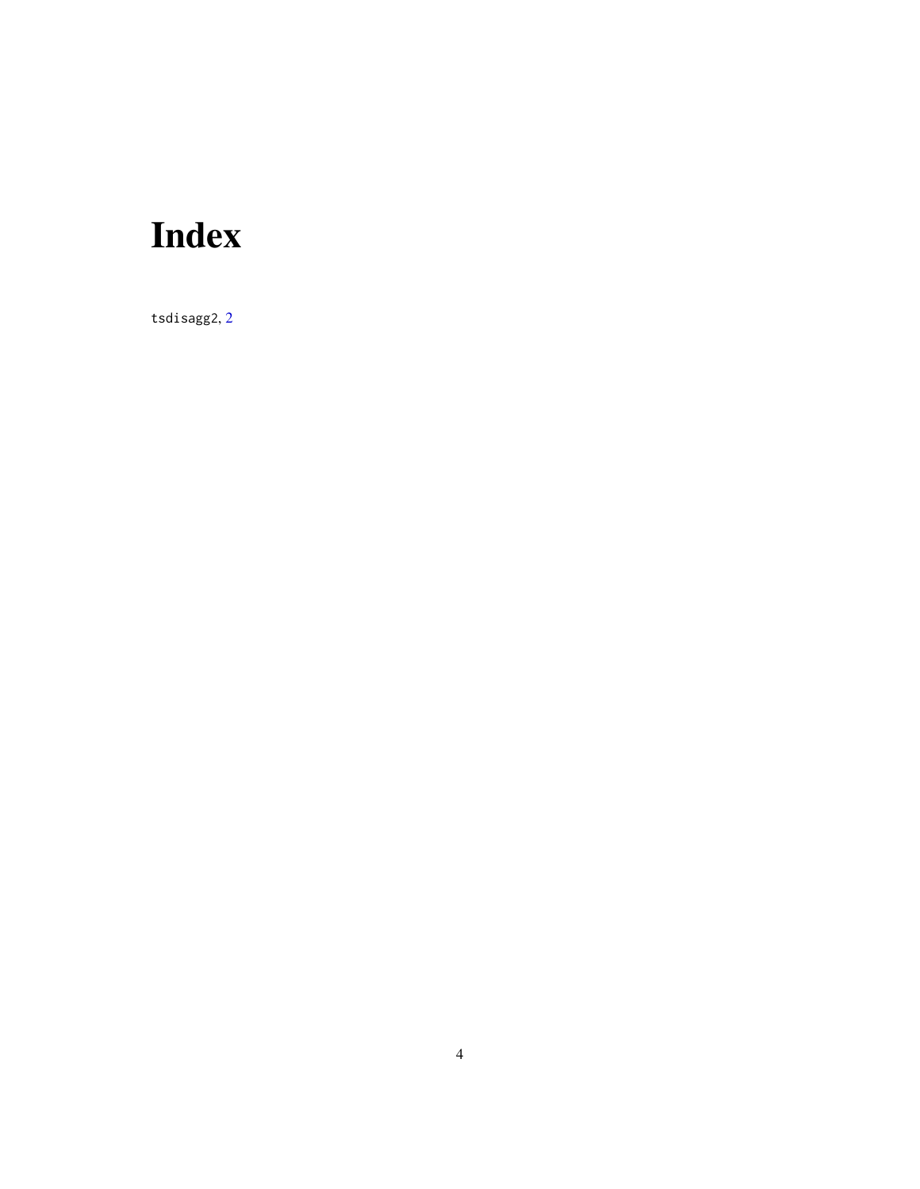# Index

tsdisagg2, 2